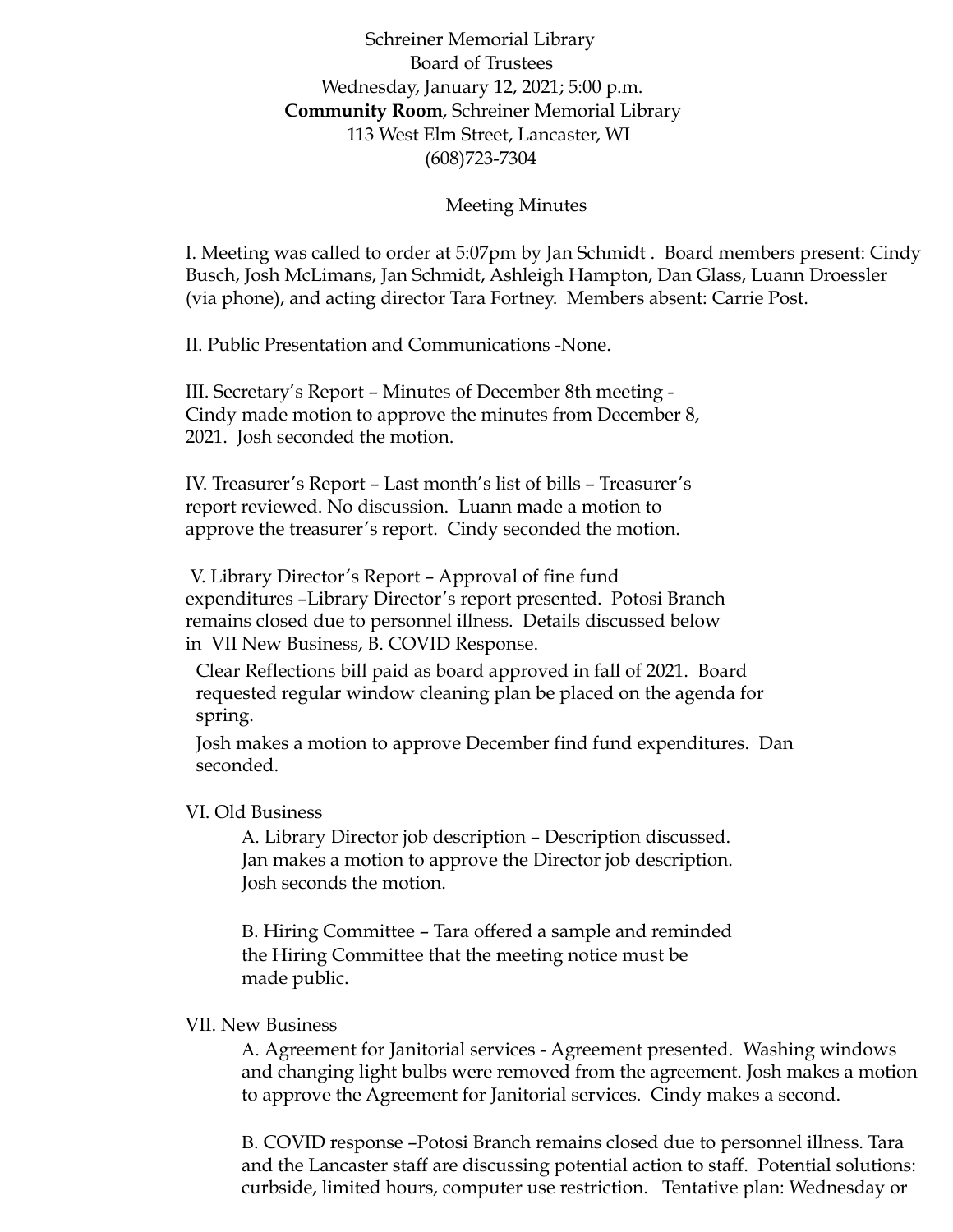Schreiner Memorial Library
Board of Trustees
Wednesday, January 12, 2021; 5:00 p.m.
**Community Room**, Schreiner Memorial Library
113 West Elm Street, Lancaster, WI
(608)723-7304

Meeting Minutes

I. Meeting was called to order at 5:07pm by Jan Schmidt . Board members present: Cindy Busch, Josh McLimans, Jan Schmidt, Ashleigh Hampton, Dan Glass, Luann Droessler (via phone), and acting director Tara Fortney. Members absent: Carrie Post.

II. Public Presentation and Communications -None.

III. Secretary's Report – Minutes of December 8th meeting - Cindy made motion to approve the minutes from December 8, 2021. Josh seconded the motion.

IV. Treasurer's Report – Last month's list of bills – Treasurer's report reviewed. No discussion. Luann made a motion to approve the treasurer's report. Cindy seconded the motion.

V. Library Director's Report – Approval of fine fund expenditures –Library Director's report presented. Potosi Branch remains closed due to personnel illness. Details discussed below in VII New Business, B. COVID Response.

Clear Reflections bill paid as board approved in fall of 2021. Board requested regular window cleaning plan be placed on the agenda for spring.

Josh makes a motion to approve December find fund expenditures. Dan seconded.

VI. Old Business

A. Library Director job description – Description discussed. Jan makes a motion to approve the Director job description. Josh seconds the motion.

B. Hiring Committee – Tara offered a sample and reminded the Hiring Committee that the meeting notice must be made public.

VII. New Business

A. Agreement for Janitorial services - Agreement presented. Washing windows and changing light bulbs were removed from the agreement. Josh makes a motion to approve the Agreement for Janitorial services. Cindy makes a second.

B. COVID response –Potosi Branch remains closed due to personnel illness. Tara and the Lancaster staff are discussing potential action to staff. Potential solutions: curbside, limited hours, computer use restriction. Tentative plan: Wednesday or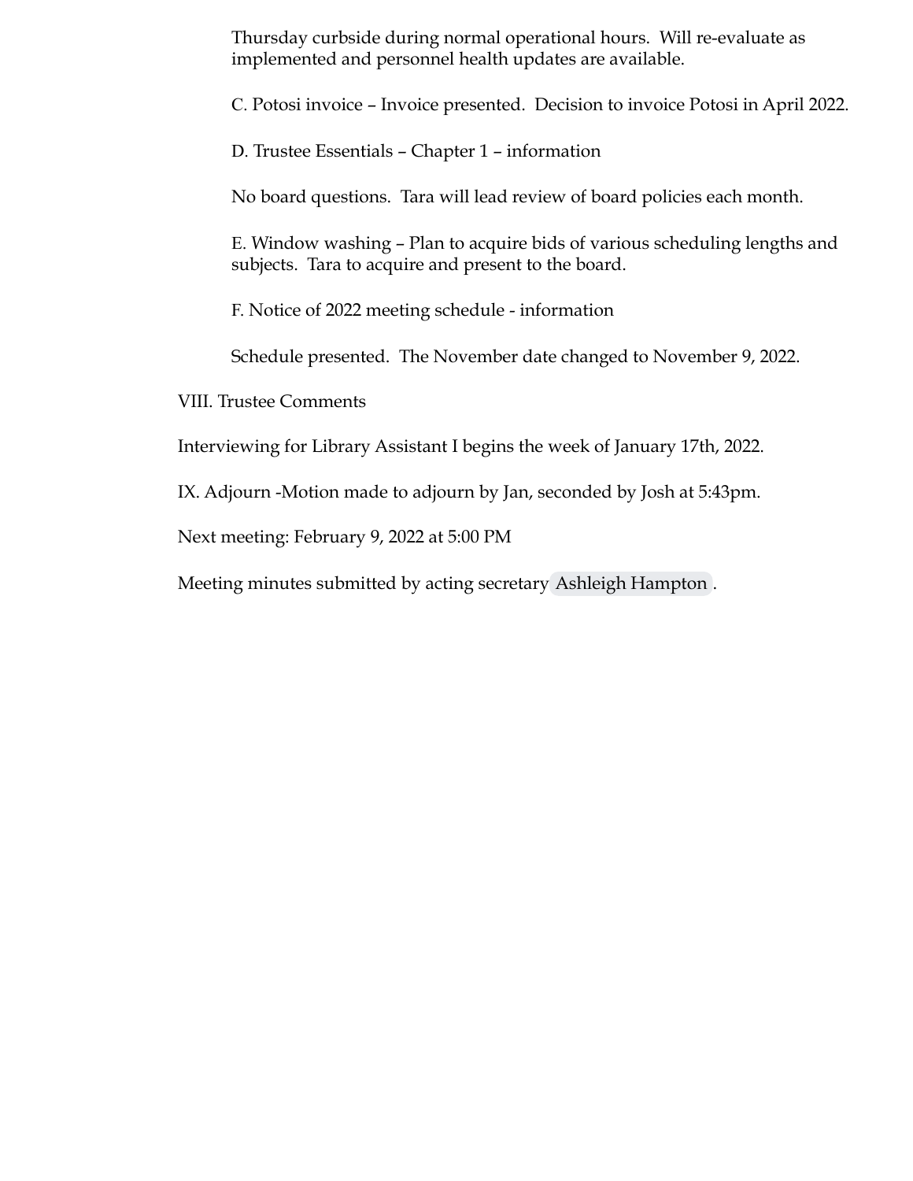Thursday curbside during normal operational hours. Will re-evaluate as implemented and personnel health updates are available.

C. Potosi invoice – Invoice presented. Decision to invoice Potosi in April 2022.

D. Trustee Essentials – Chapter 1 – information

No board questions. Tara will lead review of board policies each month.

E. Window washing – Plan to acquire bids of various scheduling lengths and subjects. Tara to acquire and present to the board.

F. Notice of 2022 meeting schedule - information

Schedule presented. The November date changed to November 9, 2022.

VIII. Trustee Comments

Interviewing for Library Assistant I begins the week of January 17th, 2022.

IX. Adjourn -Motion made to adjourn by Jan, seconded by Josh at 5:43pm.

Next meeting: February 9, 2022 at 5:00 PM

Meeting minutes submitted by acting secretary Ashleigh Hampton.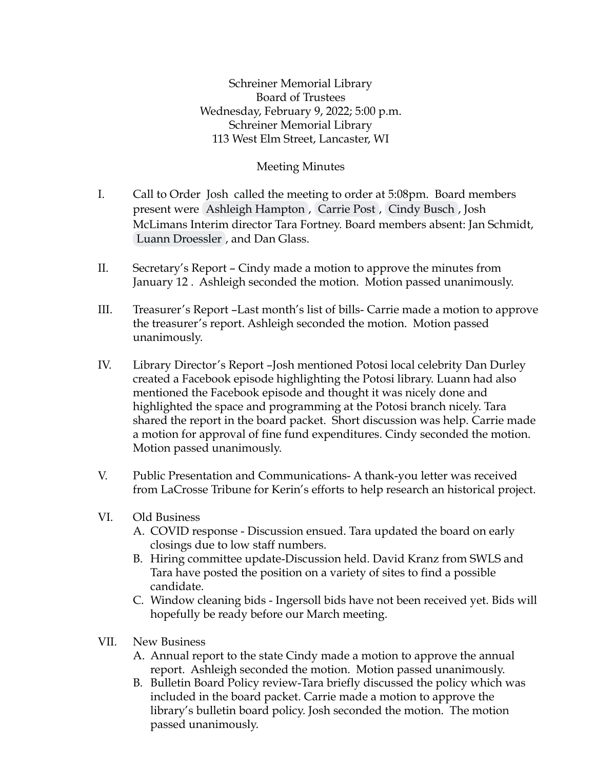Schreiner Memorial Library
Board of Trustees
Wednesday, February 9, 2022; 5:00 p.m.
Schreiner Memorial Library
113 West Elm Street, Lancaster, WI

Meeting Minutes

I. Call to Order Josh called the meeting to order at 5:08pm. Board members present were Ashleigh Hampton, Carrie Post, Cindy Busch, Josh McLimans Interim director Tara Fortney. Board members absent: Jan Schmidt, Luann Droessler, and Dan Glass.

II. Secretary's Report – Cindy made a motion to approve the minutes from January 12 . Ashleigh seconded the motion. Motion passed unanimously.

III. Treasurer's Report –Last month's list of bills- Carrie made a motion to approve the treasurer's report. Ashleigh seconded the motion. Motion passed unanimously.

IV. Library Director's Report –Josh mentioned Potosi local celebrity Dan Durley created a Facebook episode highlighting the Potosi library. Luann had also mentioned the Facebook episode and thought it was nicely done and highlighted the space and programming at the Potosi branch nicely. Tara shared the report in the board packet. Short discussion was help. Carrie made a motion for approval of fine fund expenditures. Cindy seconded the motion. Motion passed unanimously.

V. Public Presentation and Communications- A thank-you letter was received from LaCrosse Tribune for Kerin's efforts to help research an historical project.

VI. Old Business
   A. COVID response - Discussion ensued. Tara updated the board on early closings due to low staff numbers.
   B. Hiring committee update-Discussion held. David Kranz from SWLS and Tara have posted the position on a variety of sites to find a possible candidate.
   C. Window cleaning bids - Ingersoll bids have not been received yet. Bids will hopefully be ready before our March meeting.

VII. New Business
   A. Annual report to the state Cindy made a motion to approve the annual report. Ashleigh seconded the motion. Motion passed unanimously.
   B. Bulletin Board Policy review-Tara briefly discussed the policy which was included in the board packet. Carrie made a motion to approve the library's bulletin board policy. Josh seconded the motion. The motion passed unanimously.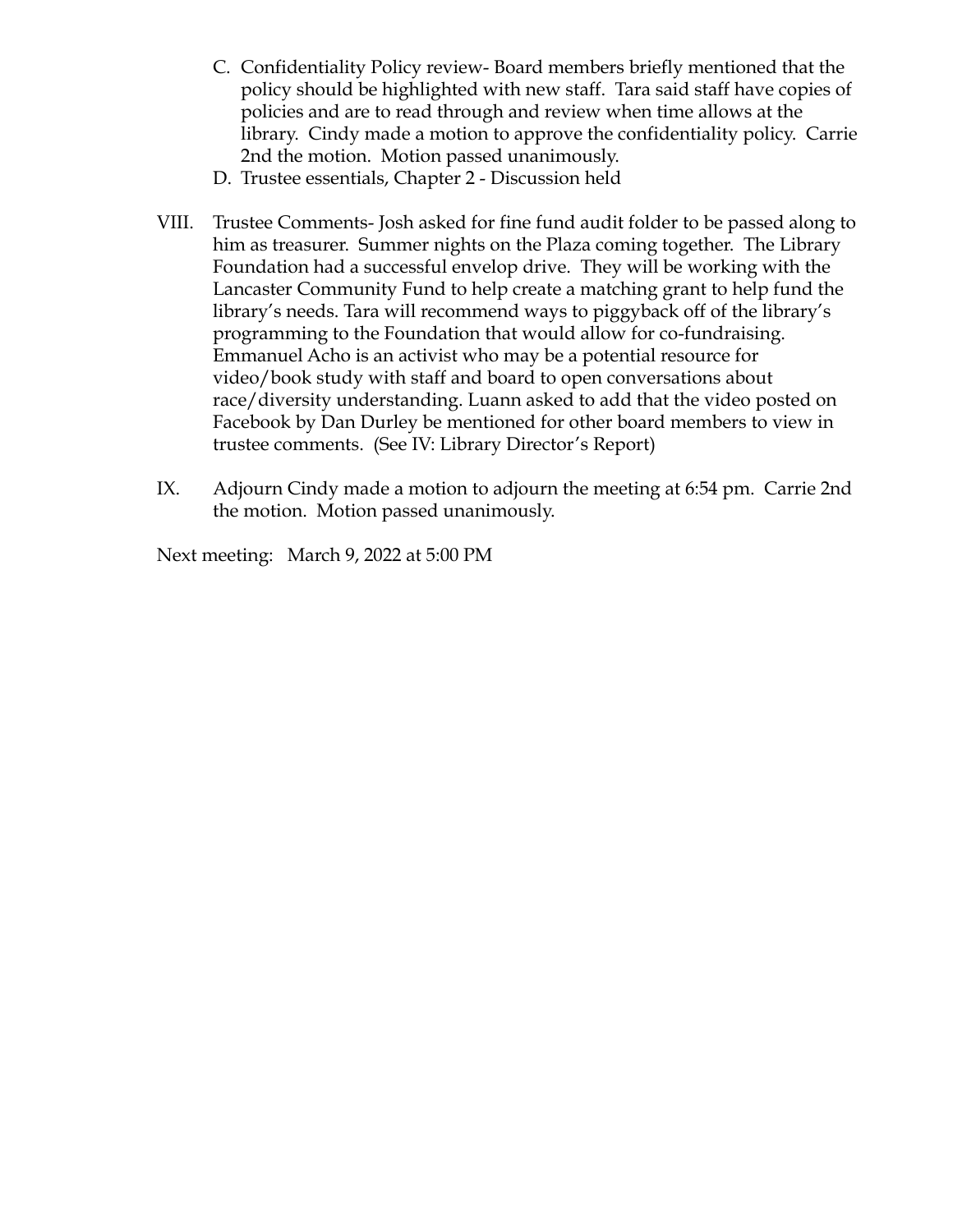C. Confidentiality Policy review- Board members briefly mentioned that the policy should be highlighted with new staff. Tara said staff have copies of policies and are to read through and review when time allows at the library. Cindy made a motion to approve the confidentiality policy. Carrie 2nd the motion. Motion passed unanimously.

D. Trustee essentials, Chapter 2 - Discussion held

VIII. Trustee Comments- Josh asked for fine fund audit folder to be passed along to him as treasurer. Summer nights on the Plaza coming together. The Library Foundation had a successful envelop drive. They will be working with the Lancaster Community Fund to help create a matching grant to help fund the library's needs. Tara will recommend ways to piggyback off of the library's programming to the Foundation that would allow for co-fundraising. Emmanuel Acho is an activist who may be a potential resource for video/book study with staff and board to open conversations about race/diversity understanding. Luann asked to add that the video posted on Facebook by Dan Durley be mentioned for other board members to view in trustee comments. (See IV: Library Director's Report)

IX. Adjourn Cindy made a motion to adjourn the meeting at 6:54 pm. Carrie 2nd the motion. Motion passed unanimously.

Next meeting: March 9, 2022 at 5:00 PM